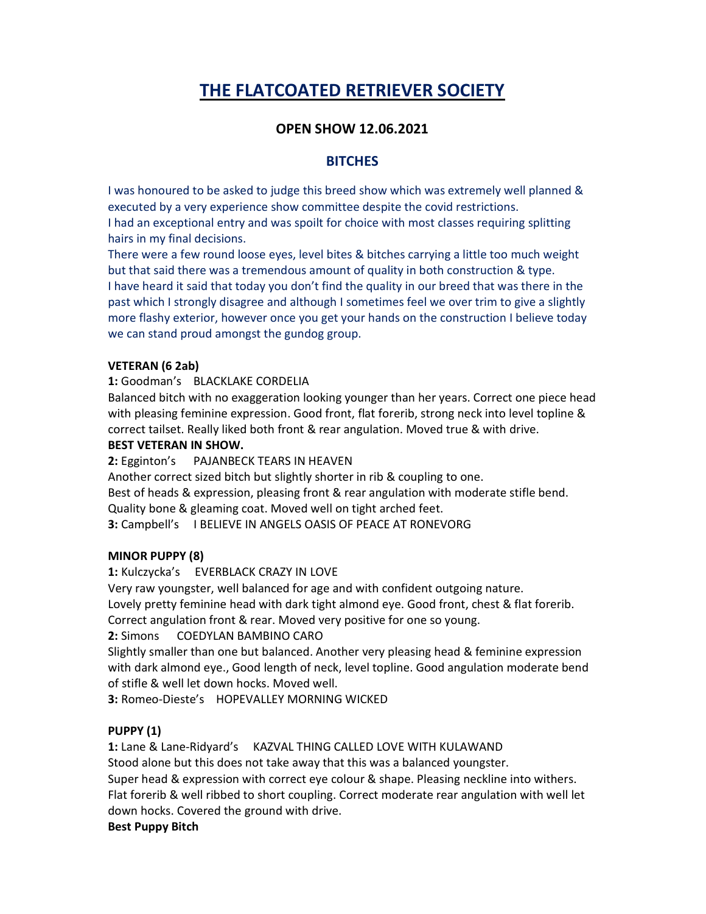# THE FLATCOATED RETRIEVER SOCIETY

## OPEN SHOW 12.06.2021

## BITCHES

I was honoured to be asked to judge this breed show which was extremely well planned & executed by a very experience show committee despite the covid restrictions.
I had an exceptional entry and was spoilt for choice with most classes requiring splitting hairs in my final decisions.
There were a few round loose eyes, level bites & bitches carrying a little too much weight but that said there was a tremendous amount of quality in both construction & type.
I have heard it said that today you don't find the quality in our breed that was there in the past which I strongly disagree and although I sometimes feel we over trim to give a slightly more flashy exterior, however once you get your hands on the construction I believe today we can stand proud amongst the gundog group.

**VETERAN (6 2ab)**

**1:** Goodman's BLACKLAKE CORDELIA
Balanced bitch with no exaggeration looking younger than her years. Correct one piece head with pleasing feminine expression. Good front, flat forerib, strong neck into level topline & correct tailset. Really liked both front & rear angulation. Moved true & with drive.
**BEST VETERAN IN SHOW.**
**2:** Egginton's PAJANBECK TEARS IN HEAVEN
Another correct sized bitch but slightly shorter in rib & coupling to one.
Best of heads & expression, pleasing front & rear angulation with moderate stifle bend.
Quality bone & gleaming coat. Moved well on tight arched feet.
**3:** Campbell's I BELIEVE IN ANGELS OASIS OF PEACE AT RONEVORG

**MINOR PUPPY (8)**

**1:** Kulczycka's EVERBLACK CRAZY IN LOVE
Very raw youngster, well balanced for age and with confident outgoing nature.
Lovely pretty feminine head with dark tight almond eye. Good front, chest & flat forerib.
Correct angulation front & rear. Moved very positive for one so young.
**2:** Simons COEDYLAN BAMBINO CARO
Slightly smaller than one but balanced. Another very pleasing head & feminine expression with dark almond eye., Good length of neck, level topline. Good angulation moderate bend of stifle & well let down hocks. Moved well.
**3:** Romeo-Dieste's HOPEVALLEY MORNING WICKED

**PUPPY (1)**

**1:** Lane & Lane-Ridyard's KAZVAL THING CALLED LOVE WITH KULAWAND
Stood alone but this does not take away that this was a balanced youngster.
Super head & expression with correct eye colour & shape. Pleasing neckline into withers.
Flat forerib & well ribbed to short coupling. Correct moderate rear angulation with well let down hocks. Covered the ground with drive.
**Best Puppy Bitch**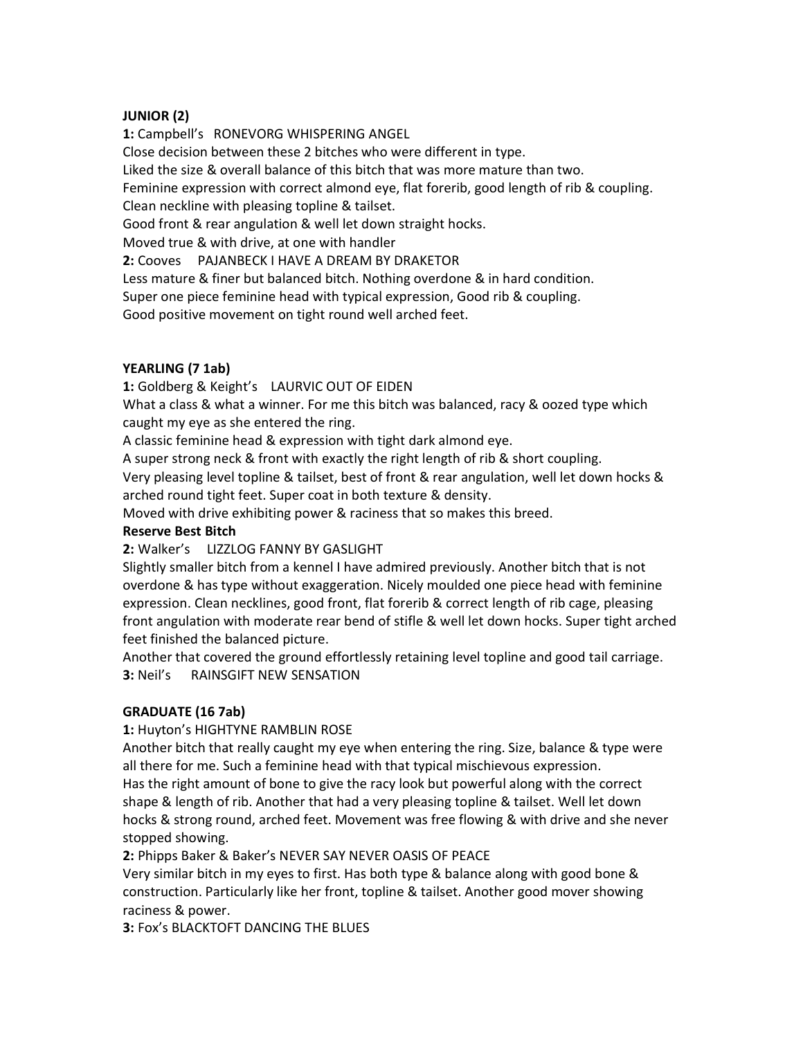**JUNIOR (2)**

**1:** Campbell's RONEVORG WHISPERING ANGEL

Close decision between these 2 bitches who were different in type.

Liked the size & overall balance of this bitch that was more mature than two.

Feminine expression with correct almond eye, flat forerib, good length of rib & coupling.

Clean neckline with pleasing topline & tailset.

Good front & rear angulation & well let down straight hocks.

Moved true & with drive, at one with handler

**2:** Cooves PAJANBECK I HAVE A DREAM BY DRAKETOR

Less mature & finer but balanced bitch. Nothing overdone & in hard condition.

Super one piece feminine head with typical expression, Good rib & coupling.

Good positive movement on tight round well arched feet.

**YEARLING (7 1ab)**

**1:** Goldberg & Keight's LAURVIC OUT OF EIDEN

What a class & what a winner. For me this bitch was balanced, racy & oozed type which caught my eye as she entered the ring.

A classic feminine head & expression with tight dark almond eye.

A super strong neck & front with exactly the right length of rib & short coupling.

Very pleasing level topline & tailset, best of front & rear angulation, well let down hocks & arched round tight feet. Super coat in both texture & density.

Moved with drive exhibiting power & raciness that so makes this breed.

**Reserve Best Bitch**

**2:** Walker's LIZZLOG FANNY BY GASLIGHT

Slightly smaller bitch from a kennel I have admired previously. Another bitch that is not overdone & has type without exaggeration. Nicely moulded one piece head with feminine expression. Clean necklines, good front, flat forerib & correct length of rib cage, pleasing front angulation with moderate rear bend of stifle & well let down hocks. Super tight arched feet finished the balanced picture.

Another that covered the ground effortlessly retaining level topline and good tail carriage.

**3:** Neil's RAINSGIFT NEW SENSATION

**GRADUATE (16 7ab)**

**1:** Huyton's HIGHTYNE RAMBLIN ROSE

Another bitch that really caught my eye when entering the ring. Size, balance & type were all there for me. Such a feminine head with that typical mischievous expression.

Has the right amount of bone to give the racy look but powerful along with the correct shape & length of rib. Another that had a very pleasing topline & tailset. Well let down hocks & strong round, arched feet. Movement was free flowing & with drive and she never stopped showing.

**2:** Phipps Baker & Baker's NEVER SAY NEVER OASIS OF PEACE

Very similar bitch in my eyes to first. Has both type & balance along with good bone & construction. Particularly like her front, topline & tailset. Another good mover showing raciness & power.

**3:** Fox's BLACKTOFT DANCING THE BLUES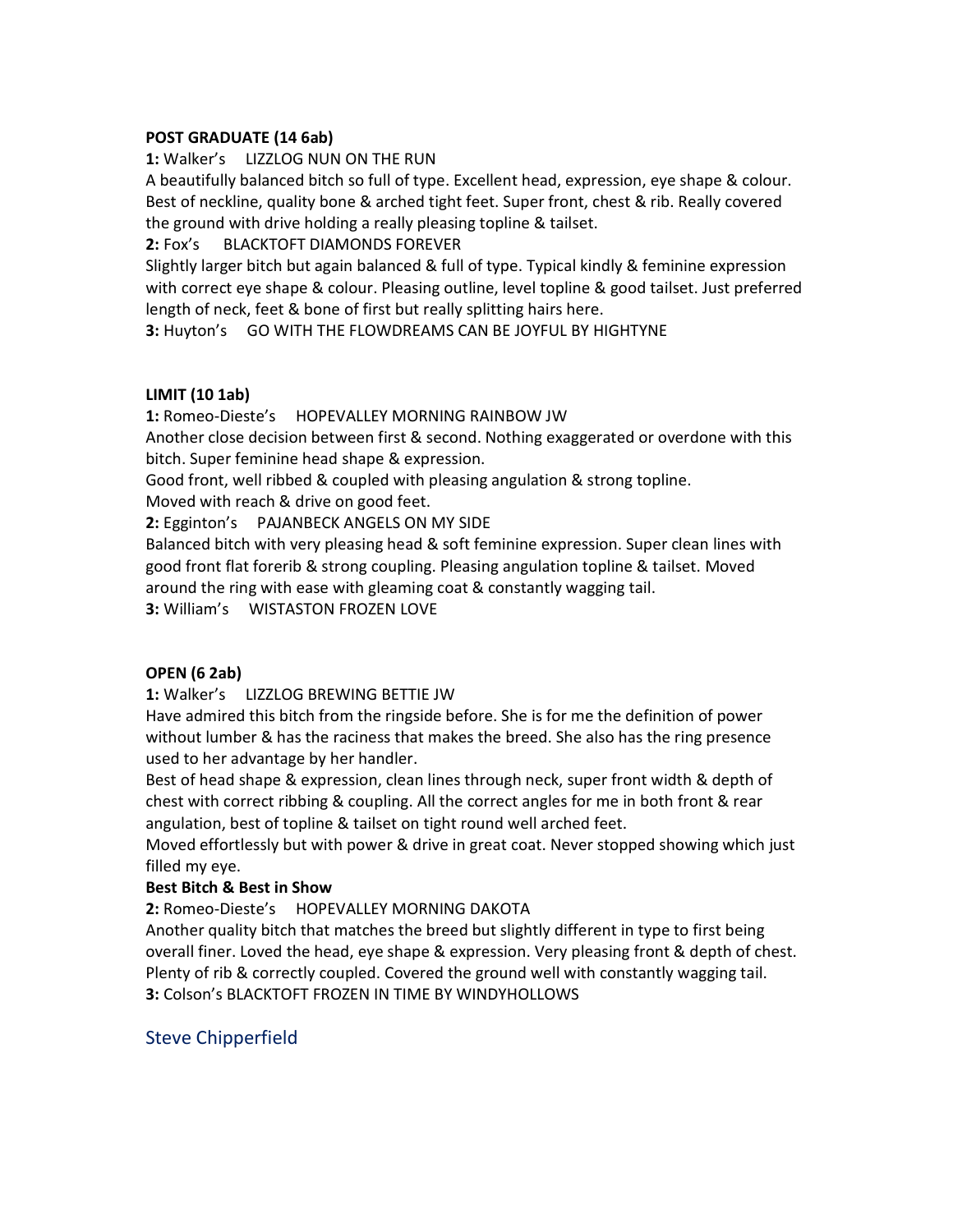**POST GRADUATE (14 6ab)**

**1:** Walker's LIZZLOG NUN ON THE RUN

A beautifully balanced bitch so full of type. Excellent head, expression, eye shape & colour. Best of neckline, quality bone & arched tight feet. Super front, chest & rib. Really covered the ground with drive holding a really pleasing topline & tailset.

**2:** Fox's BLACKTOFT DIAMONDS FOREVER

Slightly larger bitch but again balanced & full of type. Typical kindly & feminine expression with correct eye shape & colour. Pleasing outline, level topline & good tailset. Just preferred length of neck, feet & bone of first but really splitting hairs here.

**3:** Huyton's GO WITH THE FLOWDREAMS CAN BE JOYFUL BY HIGHTYNE

**LIMIT (10 1ab)**

**1:** Romeo-Dieste's HOPEVALLEY MORNING RAINBOW JW

Another close decision between first & second. Nothing exaggerated or overdone with this bitch. Super feminine head shape & expression.

Good front, well ribbed & coupled with pleasing angulation & strong topline.

Moved with reach & drive on good feet.

**2:** Egginton's PAJANBECK ANGELS ON MY SIDE

Balanced bitch with very pleasing head & soft feminine expression. Super clean lines with good front flat forerib & strong coupling. Pleasing angulation topline & tailset. Moved around the ring with ease with gleaming coat & constantly wagging tail.

**3:** William's WISTASTON FROZEN LOVE

**OPEN (6 2ab)**

**1:** Walker's LIZZLOG BREWING BETTIE JW

Have admired this bitch from the ringside before. She is for me the definition of power without lumber & has the raciness that makes the breed. She also has the ring presence used to her advantage by her handler.

Best of head shape & expression, clean lines through neck, super front width & depth of chest with correct ribbing & coupling. All the correct angles for me in both front & rear angulation, best of topline & tailset on tight round well arched feet.

Moved effortlessly but with power & drive in great coat. Never stopped showing which just filled my eye.

**Best Bitch & Best in Show**

**2:** Romeo-Dieste's HOPEVALLEY MORNING DAKOTA

Another quality bitch that matches the breed but slightly different in type to first being overall finer. Loved the head, eye shape & expression. Very pleasing front & depth of chest. Plenty of rib & correctly coupled. Covered the ground well with constantly wagging tail.

**3:** Colson's BLACKTOFT FROZEN IN TIME BY WINDYHOLLOWS

Steve Chipperfield